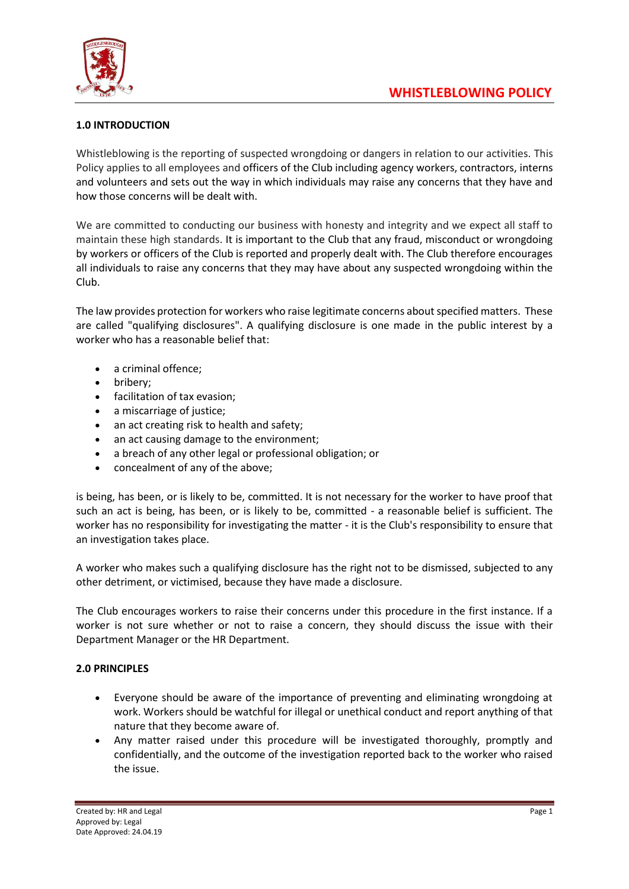# WHISTLEBLOWING POLICY

## 1.0 INTRODUCTION

Whistleblowing is the reporting of suspected wrongdoing or dangers in relation to our activities. This Policy applies to all employees and officers of the Club including agency workers, contractors, interns and volunteers and sets out the way in which individuals may raise any concerns that they have and how those concerns will be dealt with.

We are committed to conducting our business with honesty and integrity and we expect all staff to maintain these high standards. It is important to the Club that any fraud, misconduct or wrongdoing by workers or officers of the Club is reported and properly dealt with. The Club therefore encourages all individuals to raise any concerns that they may have about any suspected wrongdoing within the Club.

The law provides protection for workers who raise legitimate concerns about specified matters. These are called "qualifying disclosures". A qualifying disclosure is one made in the public interest by a worker who has a reasonable belief that:

- a criminal offence;
- bribery;
- facilitation of tax evasion;
- a miscarriage of justice;
- an act creating risk to health and safety;
- an act causing damage to the environment;
- a breach of any other legal or professional obligation; or
- concealment of any of the above;

is being, has been, or is likely to be, committed. It is not necessary for the worker to have proof that such an act is being, has been, or is likely to be, committed - a reasonable belief is sufficient. The worker has no responsibility for investigating the matter - it is the Club's responsibility to ensure that an investigation takes place.

A worker who makes such a qualifying disclosure has the right not to be dismissed, subjected to any other detriment, or victimised, because they have made a disclosure.

The Club encourages workers to raise their concerns under this procedure in the first instance. If a worker is not sure whether or not to raise a concern, they should discuss the issue with their Department Manager or the HR Department.

## 2.0 PRINCIPLES

- Everyone should be aware of the importance of preventing and eliminating wrongdoing at work. Workers should be watchful for illegal or unethical conduct and report anything of that nature that they become aware of.
- Any matter raised under this procedure will be investigated thoroughly, promptly and confidentially, and the outcome of the investigation reported back to the worker who raised the issue.

Created by: HR and Legal
Approved by: Legal
Date Approved: 24.04.19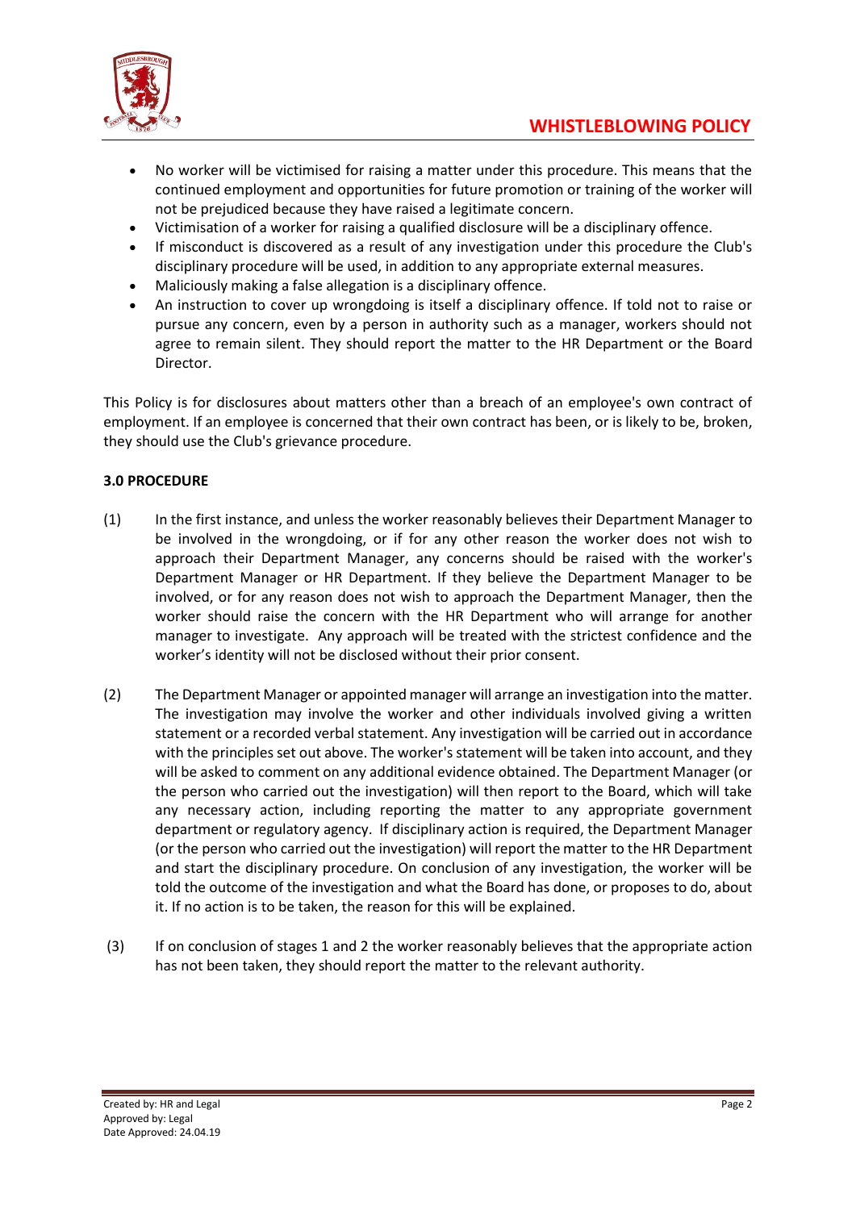- No worker will be victimised for raising a matter under this procedure. This means that the continued employment and opportunities for future promotion or training of the worker will not be prejudiced because they have raised a legitimate concern.
- Victimisation of a worker for raising a qualified disclosure will be a disciplinary offence.
- If misconduct is discovered as a result of any investigation under this procedure the Club's disciplinary procedure will be used, in addition to any appropriate external measures.
- Maliciously making a false allegation is a disciplinary offence.
- An instruction to cover up wrongdoing is itself a disciplinary offence. If told not to raise or pursue any concern, even by a person in authority such as a manager, workers should not agree to remain silent. They should report the matter to the HR Department or the Board Director.

This Policy is for disclosures about matters other than a breach of an employee's own contract of employment. If an employee is concerned that their own contract has been, or is likely to be, broken, they should use the Club's grievance procedure.

**3.0 PROCEDURE**

(1) In the first instance, and unless the worker reasonably believes their Department Manager to be involved in the wrongdoing, or if for any other reason the worker does not wish to approach their Department Manager, any concerns should be raised with the worker's Department Manager or HR Department. If they believe the Department Manager to be involved, or for any reason does not wish to approach the Department Manager, then the worker should raise the concern with the HR Department who will arrange for another manager to investigate. Any approach will be treated with the strictest confidence and the worker's identity will not be disclosed without their prior consent.

(2) The Department Manager or appointed manager will arrange an investigation into the matter. The investigation may involve the worker and other individuals involved giving a written statement or a recorded verbal statement. Any investigation will be carried out in accordance with the principles set out above. The worker's statement will be taken into account, and they will be asked to comment on any additional evidence obtained. The Department Manager (or the person who carried out the investigation) will then report to the Board, which will take any necessary action, including reporting the matter to any appropriate government department or regulatory agency. If disciplinary action is required, the Department Manager (or the person who carried out the investigation) will report the matter to the HR Department and start the disciplinary procedure. On conclusion of any investigation, the worker will be told the outcome of the investigation and what the Board has done, or proposes to do, about it. If no action is to be taken, the reason for this will be explained.

(3) If on conclusion of stages 1 and 2 the worker reasonably believes that the appropriate action has not been taken, they should report the matter to the relevant authority.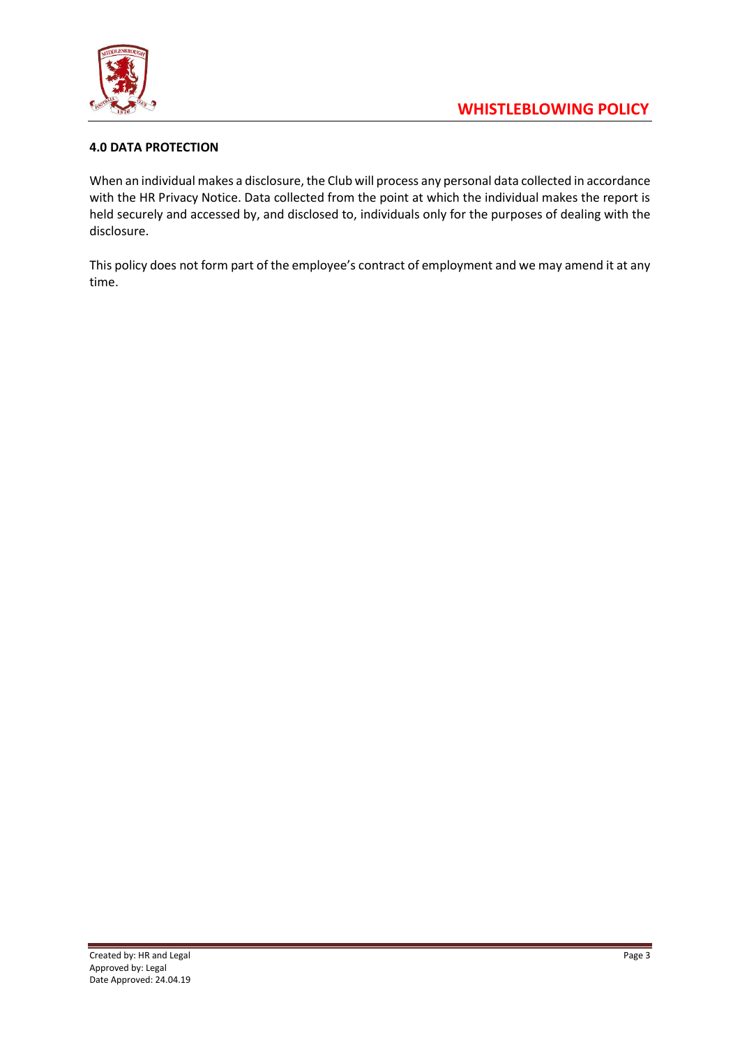## 4.0 DATA PROTECTION

When an individual makes a disclosure, the Club will process any personal data collected in accordance with the HR Privacy Notice. Data collected from the point at which the individual makes the report is held securely and accessed by, and disclosed to, individuals only for the purposes of dealing with the disclosure.

This policy does not form part of the employee's contract of employment and we may amend it at any time.